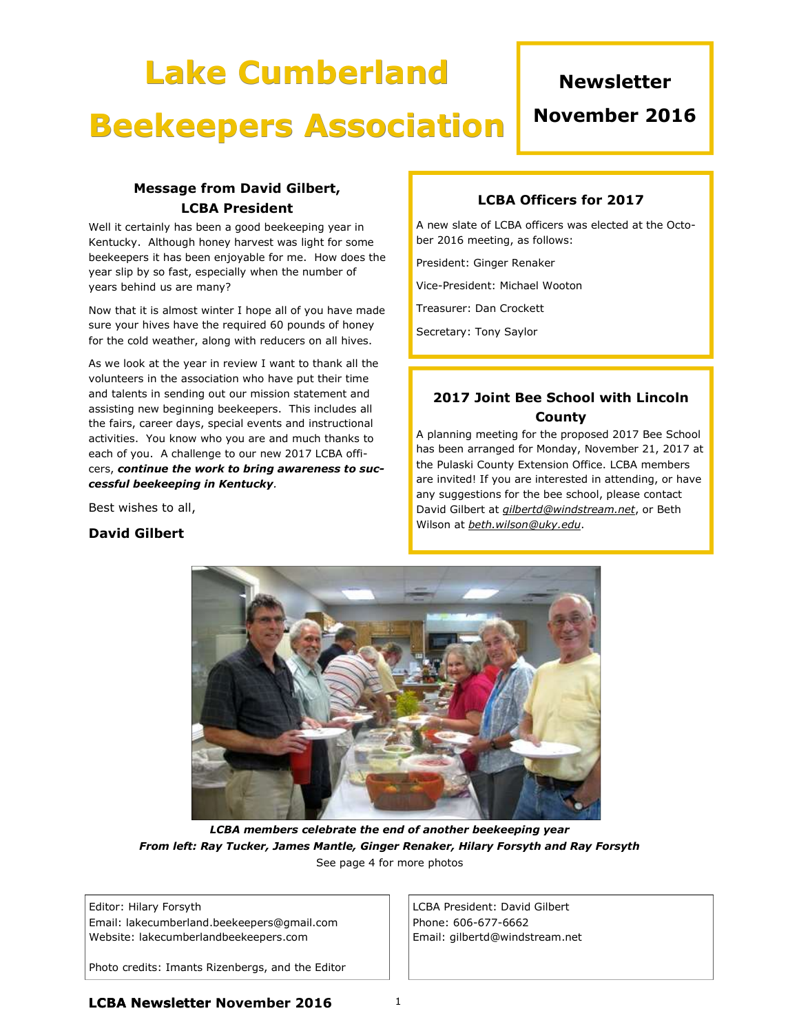# Lake Cumberland Beekeepers Association

**Newsletter**

**November 2016**

## Message from David Gilbert, LCBA President

Well it certainly has been a good beekeeping year in Kentucky. Although honey harvest was light for some beekeepers it has been enjoyable for me. How does the year slip by so fast, especially when the number of years behind us are many?

Now that it is almost winter I hope all of you have made sure your hives have the required 60 pounds of honey for the cold weather, along with reducers on all hives.

As we look at the year in review I want to thank all the volunteers in the association who have put their time and talents in sending out our mission statement and assisting new beginning beekeepers. This includes all the fairs, career days, special events and instructional activities. You know who you are and much thanks to each of you. A challenge to our new 2017 LCBA officers, ***continue the work to bring awareness to successful beekeeping in Kentucky***.

Best wishes to all,

**David Gilbert**

## LCBA Officers for 2017

A new slate of LCBA officers was elected at the October 2016 meeting, as follows:

President: Ginger Renaker

Vice-President: Michael Wooton

Treasurer: Dan Crockett

Secretary: Tony Saylor

## 2017 Joint Bee School with Lincoln County

A planning meeting for the proposed 2017 Bee School has been arranged for Monday, November 21, 2017 at the Pulaski County Extension Office. LCBA members are invited! If you are interested in attending, or have any suggestions for the bee school, please contact David Gilbert at *gilbertd@windstream.net*, or Beth Wilson at *beth.wilson@uky.edu*.

***LCBA members celebrate the end of another beekeeping year***
***From left: Ray Tucker, James Mantle, Ginger Renaker, Hilary Forsyth and Ray Forsyth***
See page 4 for more photos

Editor: Hilary Forsyth
Email: lakecumberland.beekeepers@gmail.com
Website: lakecumberlandbeekeepers.com

Photo credits: Imants Rizenbergs, and the Editor

LCBA President: David Gilbert
Phone: 606-677-6662
Email: gilbertd@windstream.net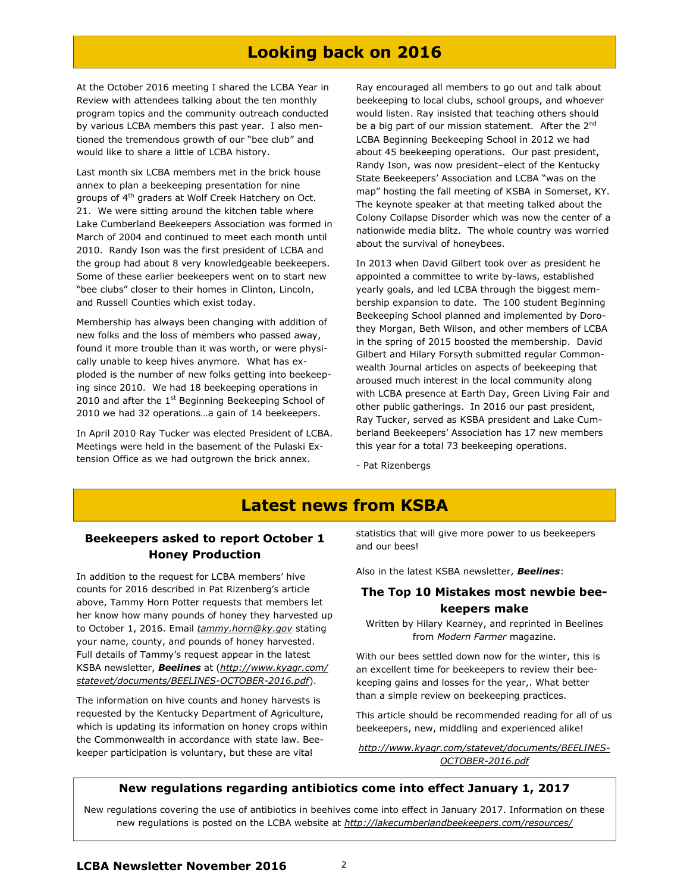# Looking back on 2016

At the October 2016 meeting I shared the LCBA Year in Review with attendees talking about the ten monthly program topics and the community outreach conducted by various LCBA members this past year. I also mentioned the tremendous growth of our "bee club" and would like to share a little of LCBA history.

Last month six LCBA members met in the brick house annex to plan a beekeeping presentation for nine groups of 4th graders at Wolf Creek Hatchery on Oct. 21. We were sitting around the kitchen table where Lake Cumberland Beekeepers Association was formed in March of 2004 and continued to meet each month until 2010. Randy Ison was the first president of LCBA and the group had about 8 very knowledgeable beekeepers. Some of these earlier beekeepers went on to start new "bee clubs" closer to their homes in Clinton, Lincoln, and Russell Counties which exist today.

Membership has always been changing with addition of new folks and the loss of members who passed away, found it more trouble than it was worth, or were physically unable to keep hives anymore. What has exploded is the number of new folks getting into beekeeping since 2010. We had 18 beekeeping operations in 2010 and after the 1st Beginning Beekeeping School of 2010 we had 32 operations…a gain of 14 beekeepers.

In April 2010 Ray Tucker was elected President of LCBA. Meetings were held in the basement of the Pulaski Extension Office as we had outgrown the brick annex.

Ray encouraged all members to go out and talk about beekeeping to local clubs, school groups, and whoever would listen. Ray insisted that teaching others should be a big part of our mission statement. After the 2nd LCBA Beginning Beekeeping School in 2012 we had about 45 beekeeping operations. Our past president, Randy Ison, was now president–elect of the Kentucky State Beekeepers' Association and LCBA "was on the map" hosting the fall meeting of KSBA in Somerset, KY. The keynote speaker at that meeting talked about the Colony Collapse Disorder which was now the center of a nationwide media blitz. The whole country was worried about the survival of honeybees.

In 2013 when David Gilbert took over as president he appointed a committee to write by-laws, established yearly goals, and led LCBA through the biggest membership expansion to date. The 100 student Beginning Beekeeping School planned and implemented by Dorothey Morgan, Beth Wilson, and other members of LCBA in the spring of 2015 boosted the membership. David Gilbert and Hilary Forsyth submitted regular Commonwealth Journal articles on aspects of beekeeping that aroused much interest in the local community along with LCBA presence at Earth Day, Green Living Fair and other public gatherings. In 2016 our past president, Ray Tucker, served as KSBA president and Lake Cumberland Beekeepers' Association has 17 new members this year for a total 73 beekeeping operations.

- Pat Rizenbergs

# Latest news from KSBA

### Beekeepers asked to report October 1 Honey Production

In addition to the request for LCBA members' hive counts for 2016 described in Pat Rizenberg's article above, Tammy Horn Potter requests that members let her know how many pounds of honey they harvested up to October 1, 2016. Email *tammy.horn@ky.gov* stating your name, county, and pounds of honey harvested. Full details of Tammy's request appear in the latest KSBA newsletter, ***Beelines*** at (*http://www.kyagr.com/statevet/documents/BEELINES-OCTOBER-2016.pdf*).

The information on hive counts and honey harvests is requested by the Kentucky Department of Agriculture, which is updating its information on honey crops within the Commonwealth in accordance with state law. Beekeeper participation is voluntary, but these are vital statistics that will give more power to us beekeepers and our bees!

Also in the latest KSBA newsletter, ***Beelines***:

### The Top 10 Mistakes most newbie beekeepers make

Written by Hilary Kearney, and reprinted in Beelines from *Modern Farmer* magazine.

With our bees settled down now for the winter, this is an excellent time for beekeepers to review their beekeeping gains and losses for the year,. What better than a simple review on beekeeping practices.

This article should be recommended reading for all of us beekeepers, new, middling and experienced alike!

*http://www.kyagr.com/statevet/documents/BEELINES-OCTOBER-2016.pdf*

### New regulations regarding antibiotics come into effect January 1, 2017

New regulations covering the use of antibiotics in beehives come into effect in January 2017. Information on these new regulations is posted on the LCBA website at *http://lakecumberlandbeekeepers.com/resources/*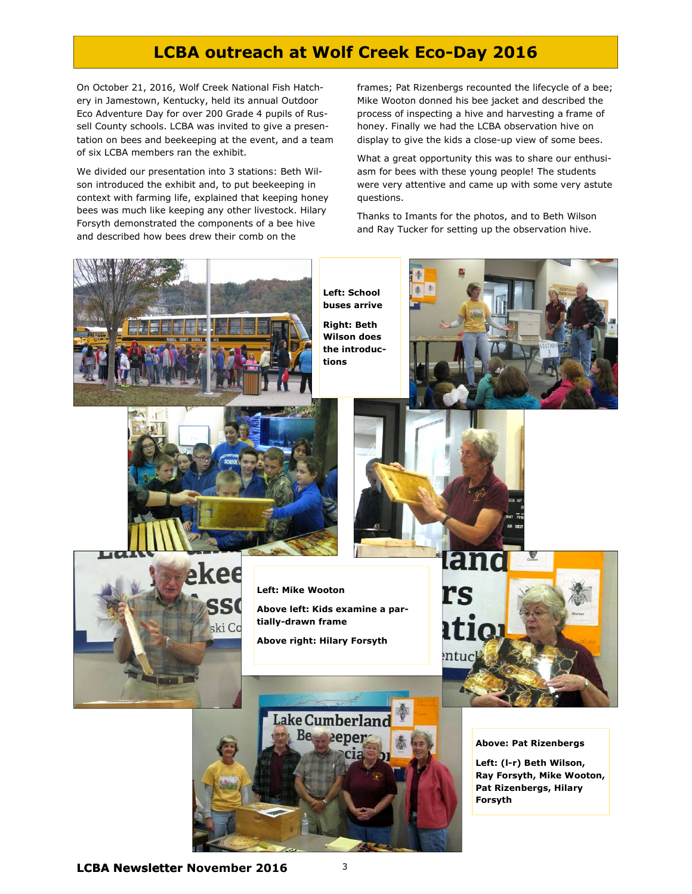# LCBA outreach at Wolf Creek Eco-Day 2016

On October 21, 2016, Wolf Creek National Fish Hatchery in Jamestown, Kentucky, held its annual Outdoor Eco Adventure Day for over 200 Grade 4 pupils of Russell County schools. LCBA was invited to give a presentation on bees and beekeeping at the event, and a team of six LCBA members ran the exhibit.

We divided our presentation into 3 stations: Beth Wilson introduced the exhibit and, to put beekeeping in context with farming life, explained that keeping honey bees was much like keeping any other livestock. Hilary Forsyth demonstrated the components of a bee hive and described how bees drew their comb on the frames; Pat Rizenbergs recounted the lifecycle of a bee; Mike Wooton donned his bee jacket and described the process of inspecting a hive and harvesting a frame of honey. Finally we had the LCBA observation hive on display to give the kids a close-up view of some bees.

What a great opportunity this was to share our enthusiasm for bees with these young people! The students were very attentive and came up with some very astute questions.

Thanks to Imants for the photos, and to Beth Wilson and Ray Tucker for setting up the observation hive.

**Left: School buses arrive**

**Right: Beth Wilson does the introductions**

**Left: Mike Wooton**

**Above left: Kids examine a partially-drawn frame**

**Above right: Hilary Forsyth**

**Above: Pat Rizenbergs**

**Left: (l-r) Beth Wilson, Ray Forsyth, Mike Wooton, Pat Rizenbergs, Hilary Forsyth**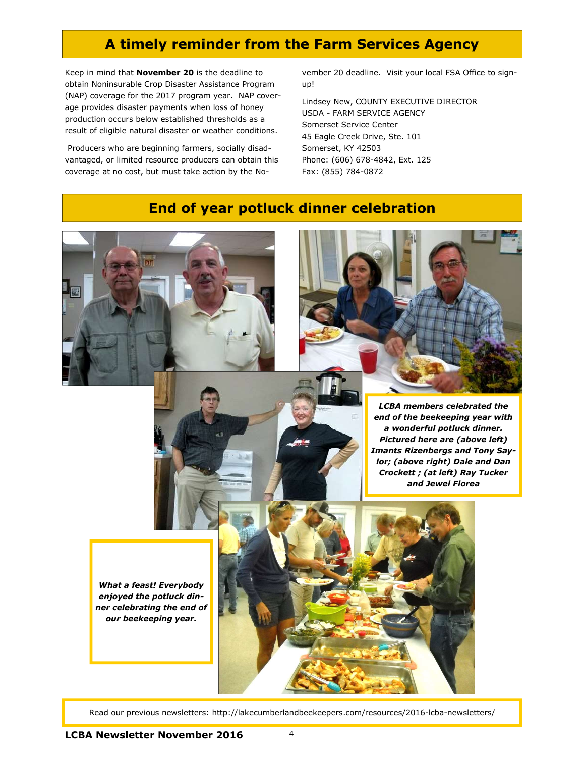## A timely reminder from the Farm Services Agency

Keep in mind that **November 20** is the deadline to obtain Noninsurable Crop Disaster Assistance Program (NAP) coverage for the 2017 program year. NAP coverage provides disaster payments when loss of honey production occurs below established thresholds as a result of eligible natural disaster or weather conditions.

Producers who are beginning farmers, socially disadvantaged, or limited resource producers can obtain this coverage at no cost, but must take action by the November 20 deadline. Visit your local FSA Office to sign-up!

Lindsey New, COUNTY EXECUTIVE DIRECTOR
USDA - FARM SERVICE AGENCY
Somerset Service Center
45 Eagle Creek Drive, Ste. 101
Somerset, KY 42503
Phone: (606) 678-4842, Ext. 125
Fax: (855) 784-0872

## End of year potluck dinner celebration

***LCBA members celebrated the end of the beekeeping year with a wonderful potluck dinner. Pictured here are (above left) Imants Rizenbergs and Tony Saylor; (above right) Dale and Dan Crockett ; (at left) Ray Tucker and Jewel Florea***

***What a feast! Everybody enjoyed the potluck dinner celebrating the end of our beekeeping year.***

Read our previous newsletters: http://lakecumberlandbeekeepers.com/resources/2016-lcba-newsletters/